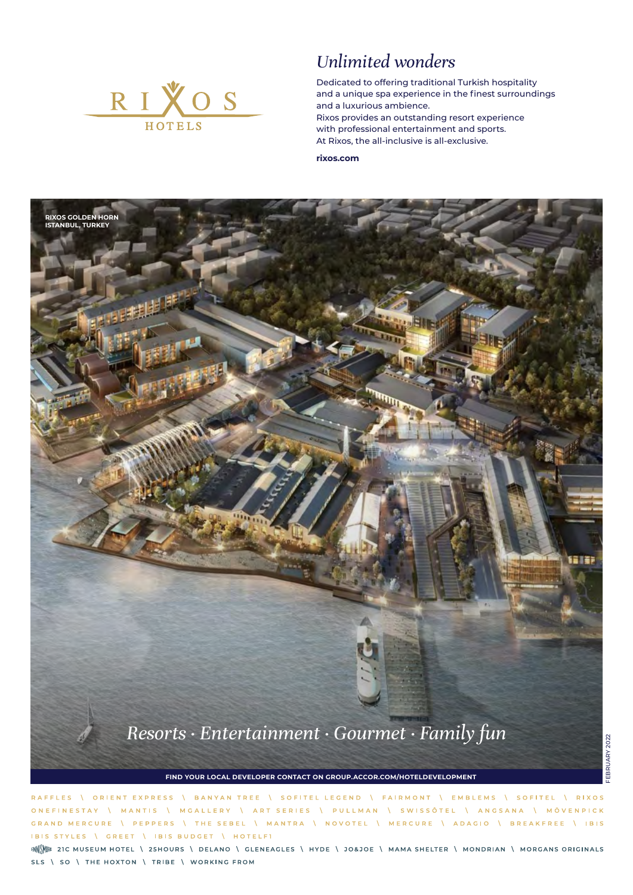RIXOS HOTELS

# *Unlimited wonders*

Dedicated to offering traditional Turkish hospitality and a unique spa experience in the finest surroundings and a luxurious ambience.
Rixos provides an outstanding resort experience with professional entertainment and sports.
At Rixos, the all-inclusive is all-exclusive.

**rixos.com**

**RIXOS GOLDEN HORN**
**ISTANBUL, TURKEY**

*Resorts · Entertainment · Gourmet · Family fun*

**FIND YOUR LOCAL DEVELOPER CONTACT ON GROUP.ACCOR.COM/HOTELDEVELOPMENT**

FEBRUARY 2022

RAFFLES \ ORIENT EXPRESS \ BANYAN TREE \ SOFITEL LEGEND \ FAIRMONT \ EMBLEMS \ SOFITEL \ RIXOS ONEFINESTAY \ MANTIS \ MGALLERY \ ART SERIES \ PULLMAN \ SWISSÔTEL \ ANGSANA \ MÖVENPICK GRAND MERCURE \ PEPPERS \ THE SEBEL \ MANTRA \ NOVOTEL \ MERCURE \ ADAGIO \ BREAKFREE \ IBIS IBIS STYLES \ GREET \ IBIS BUDGET \ HOTELF1

ENNISMORE 21C MUSEUM HOTEL \ 25HOURS \ DELANO \ GLENEAGLES \ HYDE \ JO&JOE \ MAMA SHELTER \ MONDRIAN \ MORGANS ORIGINALS SLS \ SO \ THE HOXTON \ TRIBE \ WORKING FROM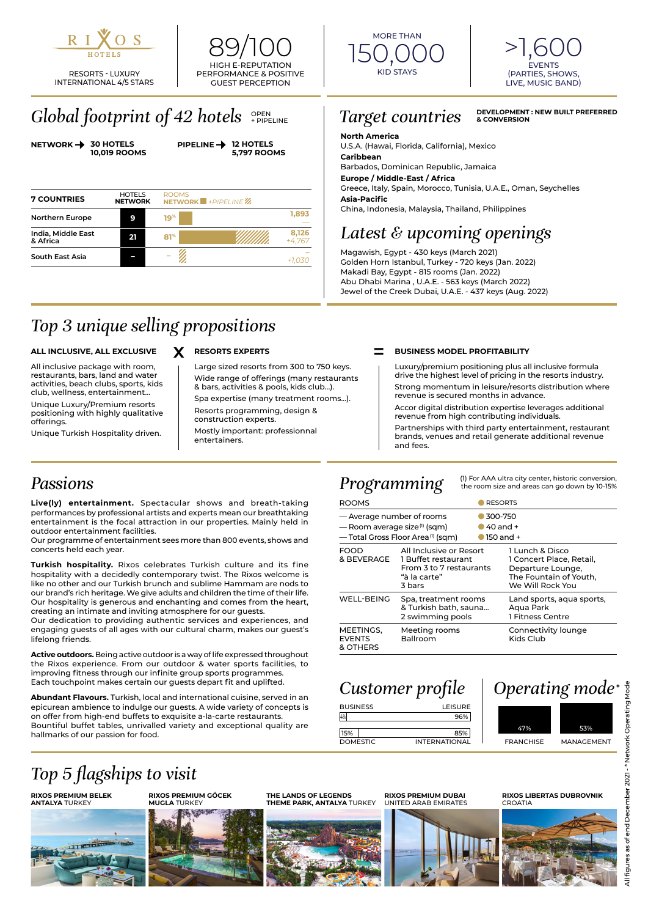RIXOS HOTELS

RESORTS - LUXURY INTERNATIONAL 4/5 STARS

89/100
HIGH E-REPUTATION PERFORMANCE & POSITIVE GUEST PERCEPTION

MORE THAN
150,000
KID STAYS

>1,600
EVENTS (PARTIES, SHOWS, LIVE, MUSIC BAND)

## *Global footprint of 42 hotels* OPEN + PIPELINE

**NETWORK → 30 HOTELS 10,019 ROOMS**

**PIPELINE → 12 HOTELS 5,797 ROOMS**

| 7 COUNTRIES | HOTELS NETWORK | ROOMS NETWORK +PIPELINE | |
|---|---|---|---|
| Northern Europe | 9 | 19% | 1,893 — |
| India, Middle East & Africa | 21 | 81% | 8,126 +4,767 |
| South East Asia | – | – | – +1,030 |

## *Target countries*

**DEVELOPMENT : NEW BUILT PREFERRED & CONVERSION**

**North America**
U.S.A. (Hawai, Florida, California), Mexico
**Caribbean**
Barbados, Dominican Republic, Jamaica
**Europe / Middle-East / Africa**
Greece, Italy, Spain, Morocco, Tunisia, U.A.E., Oman, Seychelles
**Asia-Pacific**
China, Indonesia, Malaysia, Thailand, Philippines

## *Latest & upcoming openings*

Magawish, Egypt - 430 keys (March 2021)
Golden Horn Istanbul, Turkey - 720 keys (Jan. 2022)
Makadi Bay, Egypt - 815 rooms (Jan. 2022)
Abu Dhabi Marina , U.A.E. - 563 keys (March 2022)
Jewel of the Creek Dubai, U.A.E. - 437 keys (Aug. 2022)

## *Top 3 unique selling propositions*

**ALL INCLUSIVE, ALL EXCLUSIVE**

All inclusive package with room, restaurants, bars, land and water activities, beach clubs, sports, kids club, wellness, entertainment...

Unique Luxury/Premium resorts positioning with highly qualitative offerings.

Unique Turkish Hospitality driven.

**X**

**RESORTS EXPERTS**

Large sized resorts from 300 to 750 keys.

Wide range of offerings (many restaurants & bars, activities & pools, kids club...).

Spa expertise (many treatment rooms...).

Resorts programming, design & construction experts.

Mostly important: professionnal entertainers.

**=**

**BUSINESS MODEL PROFITABILITY**

Luxury/premium positioning plus all inclusive formula drive the highest level of pricing in the resorts industry.

Strong momentum in leisure/resorts distribution where revenue is secured months in advance.

Accor digital distribution expertise leverages additional revenue from high contributing individuals.

Partnerships with third party entertainment, restaurant brands, venues and retail generate additional revenue and fees.

## *Passions*

**Live(ly) entertainment.** Spectacular shows and breath-taking performances by professional artists and experts mean our breathtaking entertainment is the focal attraction in our properties. Mainly held in outdoor entertainment facilities.
Our programme of entertainment sees more than 800 events, shows and concerts held each year.

**Turkish hospitality.** Rixos celebrates Turkish culture and its fine hospitality with a decidedly contemporary twist. The Rixos welcome is like no other and our Turkish brunch and sublime Hammam are nods to our brand's rich heritage. We give adults and children the time of their life. Our hospitality is generous and enchanting and comes from the heart, creating an intimate and inviting atmosphere for our guests.
Our dedication to providing authentic services and experiences, and engaging guests of all ages with our cultural charm, makes our guest's lifelong friends.

**Active outdoors.** Being active outdoor is a way of life expressed throughout the Rixos experience. From our outdoor & water sports facilities, to improving fitness through our infinite group sports programmes.
Each touchpoint makes certain our guests depart fit and uplifted.

**Abundant Flavours.** Turkish, local and international cuisine, served in an epicurean ambience to indulge our guests. A wide variety of concepts is on offer from high-end buffets to exquisite a-la-carte restaurants.
Bountiful buffet tables, unrivalled variety and exceptional quality are hallmarks of our passion for food.

## *Programming*

(1) For AAA ultra city center, historic conversion, the room size and areas can go down by 10-15%

| ROOMS | RESORTS | |
|---|---|---|
| — Average number of rooms | 300-750 | |
| — Room average size [1] (sqm) | 40 and + | |
| — Total Gross Floor Area [1] (sqm) | 150 and + | |
| FOOD & BEVERAGE | All Inclusive or Resort<br>1 Buffet restaurant<br>From 3 to 7 restaurants "à la carte"<br>3 bars | 1 Lunch & Disco<br>1 Concert Place, Retail, Departure Lounge, The Fountain of Youth, We Will Rock You |
| WELL-BEING | Spa, treatment rooms & Turkish bath, sauna...<br>2 swimming pools | Land sports, aqua sports, Aqua Park<br>1 Fitness Centre |
| MEETINGS, EVENTS & OTHERS | Meeting rooms<br>Ballroom | Connectivity lounge<br>Kids Club |

## *Customer profile*

BUSINESS 4% — LEISURE 96%

DOMESTIC 15% — INTERNATIONAL 85%

## *Operating mode**

FRANCHISE 47%

MANAGEMENT 53%

All figures as of end December 2021 - * Network Operating Mode

## *Top 5 flagships to visit*

**RIXOS PREMIUM BELEK ANTALYA** TURKEY

**RIXOS PREMIUM GÖCEK MUGLA** TURKEY

**THE LANDS OF LEGENDS THEME PARK, ANTALYA** TURKEY

**RIXOS PREMIUM DUBAI** UNITED ARAB EMIRATES

**RIXOS LIBERTAS DUBROVNIK** CROATIA